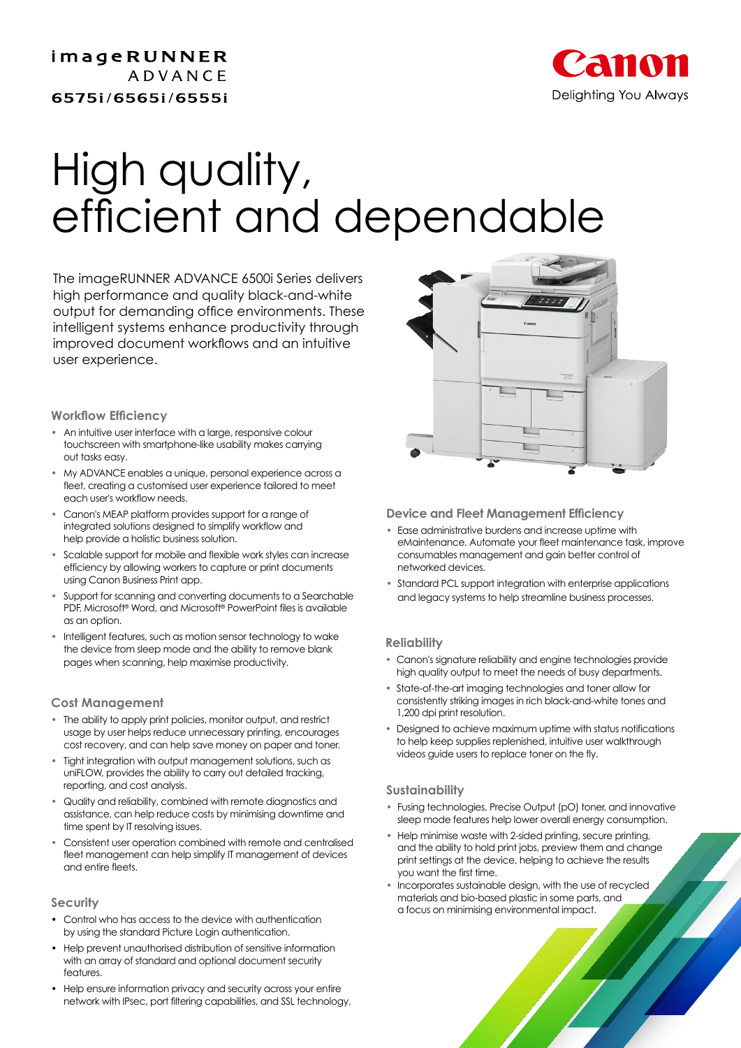imageRUNNER ADVANCE 6575i/6565i/6555i

Canon
Delighting You Always

# High quality, efficient and dependable

The imageRUNNER ADVANCE 6500i Series delivers high performance and quality black-and-white output for demanding office environments. These intelligent systems enhance productivity through improved document workflows and an intuitive user experience.

## Workflow Efficiency

- An intuitive user interface with a large, responsive colour touchscreen with smartphone-like usability makes carrying out tasks easy.
- My ADVANCE enables a unique, personal experience across a fleet, creating a customised user experience tailored to meet each user's workflow needs.
- Canon's MEAP platform provides support for a range of integrated solutions designed to simplify workflow and help provide a holistic business solution.
- Scalable support for mobile and flexible work styles can increase efficiency by allowing workers to capture or print documents using Canon Business Print app.
- Support for scanning and converting documents to a Searchable PDF, Microsoft® Word, and Microsoft® PowerPoint files is available as an option.
- Intelligent features, such as motion sensor technology to wake the device from sleep mode and the ability to remove blank pages when scanning, help maximise productivity.

## Cost Management

- The ability to apply print policies, monitor output, and restrict usage by user helps reduce unnecessary printing, encourages cost recovery, and can help save money on paper and toner.
- Tight integration with output management solutions, such as uniFLOW, provides the ability to carry out detailed tracking, reporting, and cost analysis.
- Quality and reliability, combined with remote diagnostics and assistance, can help reduce costs by minimising downtime and time spent by IT resolving issues.
- Consistent user operation combined with remote and centralised fleet management can help simplify IT management of devices and entire fleets.

## Security

- Control who has access to the device with authentication by using the standard Picture Login authentication.
- Help prevent unauthorised distribution of sensitive information with an array of standard and optional document security features.
- Help ensure information privacy and security across your entire network with IPsec, port filtering capabilities, and SSL technology.

## Device and Fleet Management Efficiency

- Ease administrative burdens and increase uptime with eMaintenance. Automate your fleet maintenance task, improve consumables management and gain better control of networked devices.
- Standard PCL support integration with enterprise applications and legacy systems to help streamline business processes.

## Reliability

- Canon's signature reliability and engine technologies provide high quality output to meet the needs of busy departments.
- State-of-the-art imaging technologies and toner allow for consistently striking images in rich black-and-white tones and 1,200 dpi print resolution.
- Designed to achieve maximum uptime with status notifications to help keep supplies replenished, intuitive user walkthrough videos guide users to replace toner on the fly.

## Sustainability

- Fusing technologies, Precise Output (pO) toner, and innovative sleep mode features help lower overall energy consumption.
- Help minimise waste with 2-sided printing, secure printing, and the ability to hold print jobs, preview them and change print settings at the device, helping to achieve the results you want the first time.
- Incorporates sustainable design, with the use of recycled materials and bio-based plastic in some parts, and a focus on minimising environmental impact.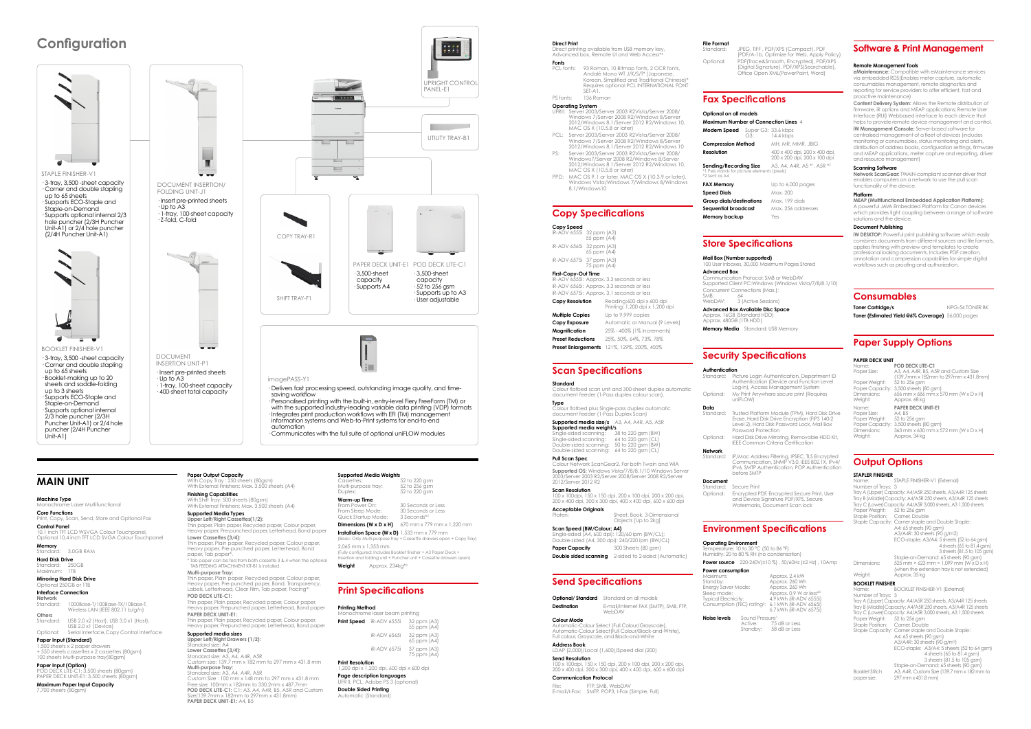# Configuration

STAPLE FINISHER-V1

- 3-tray, 3,500 -sheet capacity
- Corner and double stapling up to 65 sheets
- Supports ECO-Staple and Staple-on-Demand
- Supports optional internal 2/3 hole puncher (2/3H Puncher Unit-A1) or 2/4 hole puncher (2/4H Puncher Unit-A1)

BOOKLET FINISHER-V1

- 3-tray, 3,500 -sheet capacity
- Corner and double stapling up to 65 sheets
- Booklet-making up to 20 sheets and saddle-folding up to 3 sheets
- Supports ECO-Staple and Staple-on-Demand
- Supports optional internal 2/3 hole puncher (2/3H Puncher Unit-A1) or 2/4 hole puncher (2/4H Puncher Unit-A1)

DOCUMENT INSERTION/ FOLDING UNIT-J1

- Insert pre-printed sheets
- Up to A3
- 1-tray, 100-sheet capacity
- Z-fold, C-fold

DOCUMENT INSERTION UNIT-P1

- Insert pre-printed sheets
- Up to A3
- 1-tray, 100-sheet capacity
- 400-sheet total capacity

COPY TRAY-R1

SHIFT TRAY-F1

UPRIGHT CONTROL PANEL-E1

UTILITY TRAY-B1

PAPER DECK UNIT-E1

- 3,500-sheet capacity
- Supports A4

POD DECK LITE-C1

- 3,500-sheet capacity
- 52 to 256 gsm
- Supports up to A3
- User adjustable

imagePASS-Y1

- Delivers fast processing speed, outstanding image quality, and time-saving workflow
- Personalised printing with the built-in, entry-level Fiery FreeForm (TM) or with the supported industry-leading variable data printing (VDP) formats
- Integrates print production workflows with EFI (TM) management information systems and Web-to-Print systems for end-to-end automation
- Communicates with the full suite of optional uniFLOW modules

# MAIN UNIT

**Machine Type**
Monochrome Laser Multifunctional

**Core Functions**
Print, Copy, Scan, Send, Store and Optional Fax

**Control Panel**
10.1 inch TFT LCD WSVGA Colour Touchpanel, Optional 10.4 inch TFT LCD SVGA Colour Touchpanel

**Memory**
Standard: 3.0GB RAM

**Hard Disk Drive**
Standard: 250GB
Maximum: 1TB

**Mirroring Hard Disk Drive**
Optional 250GB or 1TB

**Interface Connection**
**Network**
Standard: 1000Base-T/100Base-TX/10Base-T, Wireless LAN (IEEE 802.11 b/g/n)

**Others**
Standard: USB 2.0 x2 (Host), USB 3.0 x1 (Host), USB 2.0 x1 (Device)
Optional: Serial Interface,Copy Control Interface

**Paper Input (Standard)**
1,500 sheets x 2 paper drawers
+ 550 sheets cassettes x 2 cassettes (80gsm)
100 sheets Multi-purpose tray(80gsm)

**Paper Input (Option)**
POD DECK LITE-C1:3,500 sheets (80gsm)
PAPER DECK UNIT-E1: 3,500 sheets (80gsm)

**Maximum Paper Input Capacity**
7,700 sheets (80gsm)

**Paper Output Capacity**
With Copy Tray : 250 sheets (80gsm)
With External Finishers: Max. 3,500 sheets (A4)

**Finishing Capabilities**
With Shift Tray: 500 sheets (80gsm)
With External Finishers: Max. 3,500 sheets (A4)

**Supported Media Types**
**Upper Left/Right Cassettes(1/2):**
Thin paper, Plain paper, Recycled paper, Colour paper, Heavy paper, Pre-punched paper, Letterhead, Bond paper
**Lower Cassettes (3/4):**
Thin paper, Plain paper, Recycled paper, Colour paper, Heavy paper, Pre-punched paper, Letterhead, Bond paper, Tab paper*

\* Tab paper can be fed from both cassette 3 & 4 when the optional TAB FEEDING ATTACHMENT KIT-B1 is installed.

**Multi-purpose Tray:**
Thin paper, Plain paper, Recycled paper, Colour paper, Heavy paper, Pre-punched paper, Bond, Transparency, Labels, Letterhead, Clear Film, Tab paper, Tracing*[1]
**POD DECK LITE-C1:**
Thin paper, Plain paper, Recycled paper, Colour paper, Heavy paper, Prepunched paper, Letterhead, Bond paper
**PAPER DECK UNIT-E1:**
Thin paper, Plain paper, Recycled paper, Colour paper, Heavy paper, Prepunched paper, Letterhead, Bond paper

**Supported media sizes**
**Upper Left/Right Drawers (1/2):**
Standard size: A4
**Lower Cassettes (3/4):**
Standard size: A3, A4, A4R, A5R
Custom size: 139.7 mm x 182 mm to 297 mm x 431.8 mm
**Multi-purpose Tray:**
Standard size: A3, A4, A4R, A5R
Custom Size : 100 mm x 148 mm to 297 mm x 431.8 mm
Free size: 100mm x 182mm to 330.2mm x 487.7mm
**POD DECK LITE-C1:** C1: A3, A4, A4R, B5, A5R and Custom Size(139.7mm x 182mm to 297mm x 431.8mm)
**PAPER DECK UNIT-E1:** A4, B5

**Supported Media Weights**
Cassettes: 52 to 220 gsm
Multi-purpose tray: 52 to 256 gsm
Duplex: 52 to 220 gsm

**Warm-up Time**
From Power On: 30 Seconds or Less
From Sleep Mode: 30 Seconds or Less
Quick Startup Mode: 3 Seconds*[2]

**Dimensions (W x D x H)** 670 mm x 779 mm x 1,220 mm

**Installation Space (W x D)** 1,533 mm x 779 mm
(Basic: Only Multi-purpose Tray + Cassette drawers open + Copy Tray)

2,065 mm x 1,353 mm
(Fully configured: includes Booklet Finisher + A3 Paper Deck + Insertion and folding unit + Puncher unit + Cassette drawers open)

**Weight** Approx. 234kg*[3]

# Print Specifications

**Printing Method**
Monochrome laser beam printing

| | | |
|---|---|---|
| **Print Speed** | iR-ADV 6555i | 32 ppm (A3) 55 ppm (A4) |
| | iR-ADV 6565i | 32 ppm (A3) 65 ppm (A4) |
| | iR-ADV 6575i | 37 ppm (A3) 75 ppm (A4) |

**Print Resolution**
1,200 dpi x 1,200 dpi, 600 dpi x 600 dpi

**Page description languages**
UFR II, PCL, Adobe PS 3 (optional)

**Double Sided Printing**
Automatic (Standard)

**Direct Print**
Direct printing available from USB memory key, Advanced box, Remote UI and Web Access*[4]

**Fonts**
PCL fonts: 93 Roman, 10 Bitmap fonts, 2 OCR fonts, Andalé Mono WT J/K/S/T* (Japanese, Korean, Simplified and Traditional Chinese)* Requires optional PCL INTERNATIONAL FONT SET-A1.
PS fonts: 136 Roman

**Operating System**
UFRII: Server 2003/Server 2003 R2Vista/Server 2008/ Windows 7/Server 2008 R2/Windows 8/Server 2012/Windows 8.1/Server 2012 R2/Windows 10, MAC OS X (10.5.8 or later)
PCL: Server 2003/Server 2003 R2Vista/Server 2008/ Windows 7/Server 2008 R2/Windows 8/Server 2012/Windows 8.1/Server 2012 R2/Windows 10
PS: Server 2003/Server 2003 R2Vista/Server 2008/ Windows7/Server 2008 R2/Windows 8/Server 2012/Windows 8.1/Server 2012 R2/Windows 10, MAC OS X (10.5.8 or later)
PPD: MAC OS 9.1 or later, MAC OS X (10.3.9 or later), Windows Vista/Windows 7/Windows 8/Windows 8.1/Windows10

# Copy Specifications

**Copy Speed**
iR-ADV 6555i 32 ppm (A3) 55 ppm (A4)
iR-ADV 6565i 32 ppm (A3) 65 ppm (A4)
iR-ADV 6575i 37 ppm (A3) 75 ppm (A4)

**First-Copy-Out Time**
iR-ADV 6555i: Approx. 3.3 seconds or less
iR-ADV 6565i: Approx. 3.3 seconds or less
iR-ADV 6575i: Approx. 3.1 seconds or less

**Copy Resolution** Reading:600 dpi x 600 dpi
Printing: 1,200 dpi x 1,200 dpi

**Multiple Copies** Up to 9,999 copies

**Copy Exposure** Automatic or Manual (9 Levels)

**Magnification** 25% - 400% (1% Increments)

**Preset Reductions** 25%, 50%, 64%, 73%, 78%

**Preset Enlargements** 121%, 129%, 200%, 400%

# Scan Specifications

**Standard**
Colour flatbed scan unit and 300-sheet duplex automatic document feeder (1-Pass duplex colour scan).

**Type**
Colour flatbed plus Single-pass duplex automatic document feeder (1-Pass Duplex Scan)

**Supported media size/s** A3, A4, A4R, A5, A5R

**Supported media weight/s**
Single-sided scanning: 38 to 220 gsm (BW)
Single-sided scanning: 64 to 220 gsm (CL)
Double-sided scanning: 50 to 220 gsm (BW)
Double-sided scanning: 64 to 220 gsm (CL)

**Pull Scan Spec**
Colour Network ScanGear2. For both Twain and WIA
**Supported OS:** Windows Vista/7/8/8.1/10 Windows Server 2003/Server 2003 R2/Server 2008/Server 2008 R2/Server 2012/Server 2012 R2

**Scan Resolution**
100 x 100dpi, 150 x 150 dpi, 200 x 100 dpi, 200 x 200 dpi, 200 x 400 dpi, 300 x 300 dpi, 400 x 400 dpi, 600 x 600 dpi

**Acceptable Originals**
Platen: Sheet, Book, 3-Dimensional Objects (Up to 2kg)

**Scan Speed (BW/Colour: A4)**
Single-sided (A4, 600 dpi): 120/60 ipm (BW/CL);
Double-sided (A4, 300 dpi): 240/220 ipm (BW/CL)

**Paper Capacity** 300 Sheets (80 gsm)

**Double sided scanning** 2-sided to 2-sided (Automatic)

# Send Specifications

**Optional/ Standard** Standard on all models

**Destination** E-mail/Internet FAX (SMTP), SMB, FTP, WebDAV

**Colour Mode**
Automatic-Colour Select (Full Colour/Grayscale), Automatic-Colour Select(Full Colour/Black-and-White), Full colour, Grayscale, and Black-and-White

**Address Book**
LDAP (2,000)/Local (1,600)/Speed dial (200)

**Send Resolution**
100 x 100dpi, 150 x 150 dpi, 200 x 100 dpi, 200 x 200 dpi, 200 x 400 dpi, 300 x 300 dpi, 400 x 400 dpi, 600 x 600 dpi

**Communication Protocol**
File: FTP, SMB, WebDAV
E-mail/I-Fax: SMTP, POP3, I-Fax (Simple, Full)

**File Format**
Standard: JPEG, TIFF , PDF/XPS (Compact), PDF (PDF/A-1b, Optimize for Web, Apply Policy)
Optional: PDF(Trace&Smooth, Encrypted), PDF/XPS (Digital Signature), PDF/XPS(Searchable), Office Open XML(PowerPoint, Word)

# Fax Specifications

**Optional on all models**

**Maximum Number of Connection Lines** 4

**Modem Speed** Super G3: 33.6 kbps
G3: 14.4 kbps

**Compression Method** MH, MR, MMR, JBIG

**Resolution** 400 x 400 dpi, 200 x 400 dpi, 200 x 200 dpi, 200 x 100 dpi

**Sending/Recording Size** A3, A4, A4R, A5 *[1], A5R *[2]
*1 Pels stands for picture elements (pixels)
*2 Sent as A4

**FAX Memory** Up to 6,000 pages

**Speed Dials** Max. 200

**Group dials/destinations** Max. 199 dials

**Sequential broadcast** Max. 256 addresses

**Memory backup** Yes

# Store Specifications

**Mail Box (Number supported)**
100 User Inboxes, 30,000 Maximum Pages Stored

**Advanced Box**
Communication Protocol: SMB or WebDAV
Supported Client PC:Windows (Windows Vista/7/8/8.1/10)
Concurrent Connections (Max.):
SMB: 64
WebDAV: 3 (Active Sessions)

**Advanced Box Available Disc Space**
Approx. 16GB (Standard HDD)
Approx. 480GB (1TB HDD)

**Memory Media** Standard: USB Memory

# Security Specifications

**Authentication**
Standard: Picture Login Authentication, Department ID Authentication (Device and Function Level Log-in), Access Management System
Optional: My Print Anywhere secure print (Requires uniFLOW)

**Data**
Standard: Trusted Platform Module (TPM), Hard Disk Drive Erase, Hard Disk Drive Encryption (FIPS 140-2 Level 2), Hard Disk Password Lock, Mail Box Password Protection
Optional: Hard Disk Drive Mirroring, Removable HDD Kit, IEEE Common Criteria Certification

**Network**
Standard: IP/Mac Address Filtering, IPSEC, TLS Encrypted Communication, SNMP V3.0, IEEE 802.1X, IPv4/ IPv6, SMTP Authentication, POP Authentication before SMTP

**Document**
Standard: Secure Print
Optional: Encrypted PDF, Encrypted Secure Print, User and Device Signature PDF/XPS, Secure Watermarks, Document Scan lock

# Environment Specifications

**Operating Environment**
Temperature: 10 to 30 °C (50 to 86 °F)
Humidity: 20 to 80 % RH (no condensation)

**Power source** 220-240V(±10 %) , 50/60Hz (±2 Hz) , 10Amp

**Power consumption**
Maximum: Approx. 2.4 kW
Standby: Approx. 260 Wh
Energy Saver Mode: Approx. 260 Wh
Sleep mode: Approx. 0.9 W or less*[5]
Typical Electricity Consumption (TEC) rating*: 4.9 kWh (iR-ADV 6555i)
6.1 kWh (iR-ADV 6565i)
6.7 kWh (iR-ADV 6575i)

**Noise levels** Sound Pressure*
Active: 75 dB or Less
Standby: 58 dB or Less

# Software & Print Management

**Remote Management Tools**
**eMaintenance:** Compatible with eMaintenance services via embedded RDS(Enables meter capture, automatic consumables management, remote diagnostics and reporting for service providers to offer efficient, fast and proactive maintenance)
**Content Delivery System:** Allows the Remote distribution of firmware, iR options and MEAP applications; Remote User Interface (RUI) Webbased interface to each device that helps to provide remote device management and control.
**iW Management Console:** Server-based software for centralised management of a fleet of devices (includes monitoring of consumables, status monitoring and alerts, distribution of address books, configuration settings, firmware and MEAP applications, meter capture and reporting, driver and resource management)

**Scanning Software**
**Network ScanGear:** TWAIN-compliant scanner driver that enables computers on a network to use the pull scan functionality of the device.

**Platform**
**MEAP (Multifunctional Embedded Application Platform):** A powerful JAVA Embedded Platform for Canon devices which provides tight coupling between a range of software solutions and the device.

**Document Publishing**
**iW DESKTOP:** Powerful print publishing software which easily combines documents from different sources and file formats, applies finishing with preview and templates to create professional looking documents. Includes PDF creation, annotation and compression capabilities for simple digital workflows such as proofing and authorization.

# Consumables

**Toner Cartridge/s** NPG-54 TONER BK

**Toner (Estimated Yield @6% Coverage)** 56,000 pages

# Paper Supply Options

**PAPER DECK UNIT**
Name: **POD DECK LITE-C1**
Paper Size: A3, A4, A4R, B5, A5R and Custom Size (139.7mm x 182mm to 297mm x 431.8mm)
Paper Weight: 52 to 256 gsm
Paper Capacity: 3,500 sheets (80 gsm)
Dimensions: 656 mm x 686 mm x 570 mm (W x D x H)
Weight: Approx. 68 kg

Name: **PAPER DECK UNIT-E1**
Paper Size: A4, B5
Paper Weight: 52 to 256 gsm
Paper Capacity: 3,500 sheets (80 gsm)
Dimensions: 363 mm x 630 mm x 572 mm (W x D x H)
Weight: Approx. 34 kg

# Output Options

**STAPLER FINISHER**
Name: STAPLE FINISHER-V1 (External)
Number of Trays: 3
Tray A (Upper) Capacity: A4/A5R 250 sheets, A3/A4R 125 sheets
Tray B (Middle)Capacity: A4/A5R 250 sheets, A3/A4R 125 sheets
Tray C (Lower)Capacity: A4/A5R 3,000 sheets, A3 1,500 sheets
Paper Weight: 52 to 256 gsm
Staple Position: Corner, Double
Staple Capacity: Corner staple and Double Staple:
A4: 65 sheets (90 gsm)
A3/A4R: 30 sheets (90 g/m2)
ECO-staple: A3/A4: 5 sheets (52 to 64 gsm)
4 sheets (65 to 81.4 gsm)
3 sheets (81.5 to 105 gsm)
Staple-on-Demand: 65 sheets (90 gsm)
Dimensions: 755 mm x 623 mm x 1,099 mm (W x D x H) (when the extension tray is not extended)
Weight: Approx. 35 kg

**BOOKLET FINISHER**
Name: BOOKLET FINISHER-V1 (External)
Number of Trays: 3
Tray A (Upper) Capacity: A4/A5R 250 sheets, A3/A4R 125 sheets
Tray B (Middle)Capacity: A4/A5R 250 sheets, A3/A4R 125 sheets
Tray C (Lower)Capacity: A4/A5R 3,000 sheets, A3 1,500 sheets
Paper Weight: 52 to 256 gsm
Staple Position: Corner, Double
Staple Capacity: Corner staple and Double Staple:
A4: 65 sheets (90 gsm)
A3/A4R: 30 sheets (90 g/m²)
ECO-staple: A3/A4: 5 sheets (52 to 64 gsm)
4 sheets (65 to 81.4 gsm)
3 sheets (81.5 to 105 gsm)
Staple-on-Demand: 65 sheets (90 gsm)
Booklet Stitch paper size: A3, A4R, Custom Size (139.7 mm x 182 mm to 297 mm x 431.8 mm)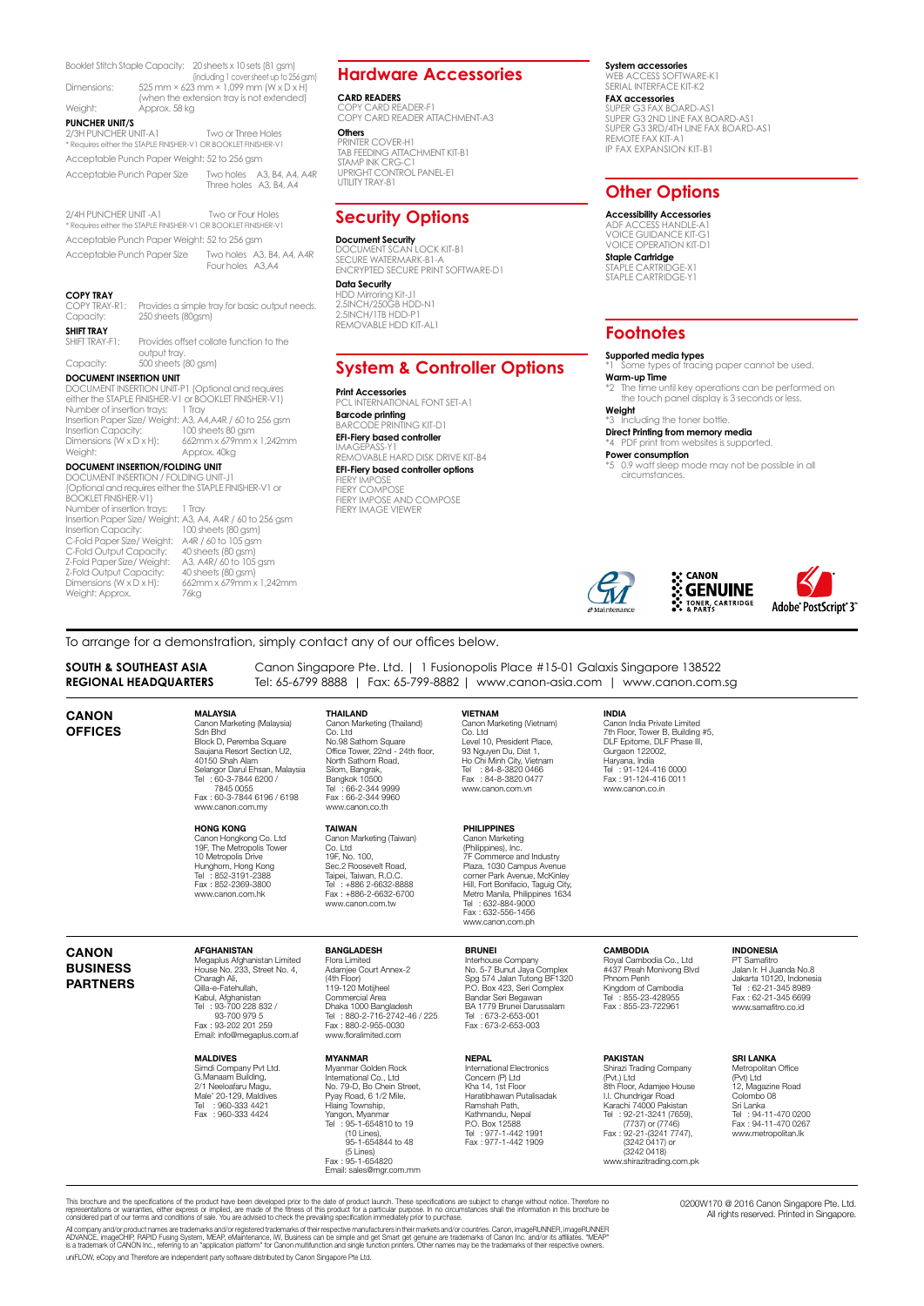Booklet Stitch Staple Capacity: 20 sheets x 10 sets (81 gsm) (including 1 cover sheet up to 256 gsm)

Dimensions: 525 mm × 623 mm × 1,099 mm (W x D x H) (when the extension tray is not extended)

Weight: Approx. 58 kg

**PUNCHER UNIT/S**

2/3H PUNCHER UNIT-A1 — Two or Three Holes

* Requires either the STAPLE FINISHER-V1 OR BOOKLET FINISHER-V1

Acceptable Punch Paper Weight: 52 to 256 gsm

Acceptable Punch Paper Size — Two holes A3, B4, A4, A4R; Three holes A3, B4, A4

2/4H PUNCHER UNIT -A1 — Two or Four Holes

* Requires either the STAPLE FINISHER-V1 OR BOOKLET FINISHER-V1

Acceptable Punch Paper Weight: 52 to 256 gsm

Acceptable Punch Paper Size — Two holes A3, B4, A4, A4R; Four holes A3,A4

**COPY TRAY**

COPY TRAY-R1: Provides a simple tray for basic output needs.

Capacity: 250 sheets (80gsm)

**SHIFT TRAY**

SHIFT TRAY-F1: Provides offset collate function to the output tray.

Capacity: 500 sheets (80 gsm)

**DOCUMENT INSERTION UNIT**

DOCUMENT INSERTION UNIT-P1 (Optional and requires either the STAPLE FINISHER-V1 or BOOKLET FINISHER-V1)

Number of insertion trays: 1 Tray

Insertion Paper Size/ Weight: A3, A4,A4R / 60 to 256 gsm

Insertion Capacity: 100 sheets 80 gsm

Dimensions (W x D x H): 662mm x 679mm x 1,242mm

Weight: Approx. 40kg

**DOCUMENT INSERTION/FOLDING UNIT**

DOCUMENT INSERTION / FOLDING UNIT-J1 (Optional and requires either the STAPLE FINISHER-V1 or BOOKLET FINISHER-V1)

Number of insertion trays: 1 Tray

Insertion Paper Size/ Weight: A3, A4, A4R / 60 to 256 gsm

Insertion Capacity: 100 sheets (80 gsm)

C-Fold Paper Size/ Weight: A4R / 60 to 105 gsm

C-Fold Output Capacity: 40 sheets (80 gsm)

Z-Fold Paper Size/ Weight: A3, A4R/ 60 to 105 gsm

Z-Fold Output Capacity: 40 sheets (80 gsm)

Dimensions (W x D x H): 662mm x 679mm x 1,242mm

Weight: Approx. 76kg

## Hardware Accessories

**CARD READERS**

COPY CARD READER-F1

COPY CARD READER ATTACHMENT-A3

**Others**

PRINTER COVER-H1

TAB FEEDING ATTACHMENT KIT-B1

STAMP INK CRG-C1

UPRIGHT CONTROL PANEL-E1

UTILITY TRAY-B1

## Security Options

**Document Security**

DOCUMENT SCAN LOCK KIT-B1

SECURE WATERMARK-B1-A

ENCRYPTED SECURE PRINT SOFTWARE-D1

**Data Security**

HDD Mirroring Kit-J1

2.5INCH/250GB HDD-N1

2.5INCH/1TB HDD-P1

REMOVABLE HDD KIT-AL1

## System & Controller Options

**Print Accessories**

PCL INTERNATIONAL FONT SET-A1

**Barcode printing**

BARCODE PRINTING KIT-D1

**EFI-Fiery based controller**

IMAGEPASS-Y1

REMOVABLE HARD DISK DRIVE KIT-B4

**EFI-Fiery based controller options**

FIERY IMPOSE

FIERY COMPOSE

FIERY IMPOSE AND COMPOSE

FIERY IMAGE VIEWER

**System accessories**

WEB ACCESS SOFTWARE-K1

SERIAL INTERFACE KIT-K2

**FAX accessories**

SUPER G3 FAX BOARD-AS1

SUPER G3 2ND LINE FAX BOARD-AS1

SUPER G3 3RD/4TH LINE FAX BOARD-AS1

REMOTE FAX KIT-A1

IP FAX EXPANSION KIT-B1

## Other Options

**Accessibility Accessories**

ADF ACCESS HANDLE-A1

VOICE GUIDANCE KIT-G1

VOICE OPERATION KIT-D1

**Staple Cartridge**

STAPLE CARTRIDGE-X1

STAPLE CARTRIDGE-Y1

## Footnotes

**Supported media types**

*1 Some types of tracing paper cannot be used.

**Warm-up Time**

*2 The time until key operations can be performed on the touch panel display is 3 seconds or less.

**Weight**

*3 Including the toner bottle.

**Direct Printing from memory media**

*4 PDF print from websites is supported.

**Power consumption**

*5 0.9 watt sleep mode may not be possible in all circumstances.

eMaintenance — CANON GENUINE TONER, CARTRIDGE & PARTS — Adobe® PostScript® 3™

To arrange for a demonstration, simply contact any of our offices below.

**SOUTH & SOUTHEAST ASIA REGIONAL HEADQUARTERS**

Canon Singapore Pte. Ltd. | 1 Fusionopolis Place #15-01 Galaxis Singapore 138522
Tel: 65-6799 8888 | Fax: 65-799-8882 | www.canon-asia.com | www.canon.com.sg

## CANON OFFICES

**MALAYSIA**
Canon Marketing (Malaysia) Sdn Bhd
Block D, Peremba Square
Saujana Resort Section U2,
40150 Shah Alam
Selangor Darul Ehsan, Malaysia
Tel : 60-3-7844 6200 / 7845 0055
Fax : 60-3-7844 6196 / 6198
www.canon.com.my

**HONG KONG**
Canon Hongkong Co. Ltd
19F, The Metropolis Tower
10 Metropolis Drive
Hunghom, Hong Kong
Tel : 852-3191-2388
Fax : 852-2369-3800
www.canon.com.hk

**THAILAND**
Canon Marketing (Thailand) Co. Ltd
No.98 Sathorn Square
Office Tower, 22nd - 24th floor,
North Sathorn Road,
Silom, Bangrak,
Bangkok 10500
Tel : 66-2-344 9999
Fax : 66-2-344 9960
www.canon.co.th

**TAIWAN**
Canon Marketing (Taiwan) Co. Ltd
19F, No. 100,
Sec.2 Roosevelt Road,
Taipei, Taiwan, R.O.C.
Tel : +886 2-6632-8888
Fax : +886-2-6632-6700
www.canon.com.tw

**VIETNAM**
Canon Marketing (Vietnam) Co. Ltd
Level 10, President Place,
93 Nguyen Du, Dist 1,
Ho Chi Minh City, Vietnam
Tel : 84-8-3820 0466
Fax : 84-8-3820 0477
www.canon.com.vn

**PHILIPPINES**
Canon Marketing (Philippines), Inc.
7F Commerce and Industry Plaza, 1030 Campus Avenue corner Park Avenue, McKinley Hill, Fort Bonifacio, Taguig City, Metro Manila, Philippines 1634
Tel : 632-884-9000
Fax : 632-556-1456
www.canon.com.ph

**INDIA**
Canon India Private Limited
7th Floor, Tower B, Building #5,
DLF Epitome, DLF Phase III,
Gurgaon 122002,
Haryana, India
Tel : 91-124-416 0000
Fax : 91-124-416 0011
www.canon.co.in

## CANON BUSINESS PARTNERS

**AFGHANISTAN**
Megaplus Afghanistan Limited
House No. 233, Street No. 4,
Charagh Ali,
Qilla-e-Fatehullah,
Kabul, Afghanistan
Tel : 93-700 228 832 / 93-700 979 5
Fax : 93-202 201 259
Email: info@megaplus.com.af

**MALDIVES**
Simdi Company Pvt Ltd.
G.Manaam Building,
2/1 Neeloafaru Magu,
Male' 20-129, Maldives
Tel : 960-333 4421
Fax : 960-333 4424

**BANGLADESH**
Flora Limited
Adamjee Court Annex-2 (4th Floor)
119-120 Motijheel
Commercial Area
Dhaka 1000 Bangladesh
Tel : 880-2-716-2742-46 / 225
Fax : 880-2-955-0030
www.floralimited.com

**MYANMAR**
Myanmar Golden Rock International Co., Ltd
No. 79-D, Bo Chein Street,
Pyay Road, 6 1/2 Mile,
Hlaing Township,
Yangon, Myanmar
Tel : 95-1-654810 to 19 (10 Lines), 95-1-654844 to 48 (5 Lines)
Fax : 95-1-654820
Email: sales@mgr.com.mm

**BRUNEI**
Interhouse Company
No. 5-7 Bunut Jaya Complex
Spg 574 Jalan Tutong BF1320
P.O. Box 423, Seri Complex
Bandar Seri Begawan
BA 1779 Brunei Darussalam
Tel : 673-2-653-001
Fax : 673-2-653-003

**NEPAL**
International Electronics Concern (P) Ltd
Kha 14, 1st Floor
Haratibhawan Putalisadak
Ramshah Path,
Kathmandu, Nepal
P.O. Box 12588
Tel : 977-1-442 1991
Fax : 977-1-442 1909

**CAMBODIA**
Royal Cambodia Co., Ltd
#437 Preah Monivong Blvd
Phnom Penh
Kingdom of Cambodia
Tel : 855-23-428955
Fax : 855-23-722961

**PAKISTAN**
Shirazi Trading Company (Pvt.) Ltd
8th Floor, Adamjee House
I.I. Chundrigar Road
Karachi 74000 Pakistan
Tel : 92-21-3241 (7659), (7737) or (7746)
Fax : 92-21-(3241 7747), (3242 0417) or (3242 0418)
www.shirazitrading.com.pk

**INDONESIA**
PT Samafitro
Jalan Ir. H Juanda No.8
Jakarta 10120, Indonesia
Tel : 62-21-345 8989
Fax : 62-21-345 6699
www.samafitro.co.id

**SRI LANKA**
Metropolitan Office (Pvt) Ltd
12, Magazine Road
Colombo 08
Sri Lanka
Tel : 94-11-470 0200
Fax : 94-11-470 0267
www.metropolitan.lk

This brochure and the specifications of the product have been developed prior to the date of product launch. These specifications are subject to change without notice. Therefore no representations or warranties, either express or implied, are made of the fitness of this product for a particular purpose. In no circumstances shall the information in this brochure be considered part of our terms and conditions of sale. You are advised to check the prevailing specification immediately prior to purchase.

All company and/or product names are trademarks and/or registered trademarks of their respective manufacturers in their markets and/or countries. Canon, imageRUNNER, imageRUNNER ADVANCE, imageCHIP, RAPID Fusing System, MEAP, eMaintenance, iW, Business can be simple and get Smart get genuine are trademarks of Canon Inc. and/or its affiliates. "MEAP" is a trademark of CANON Inc., referring to an "application platform" for Canon multifunction and single function printers. Other names may be the trademarks of their respective owners.

uniFLOW, eCopy and Therefore are independent party software distributed by Canon Singapore Pte Ltd.

0200W170 @ 2016 Canon Singapore Pte. Ltd. All rights reserved. Printed in Singapore.